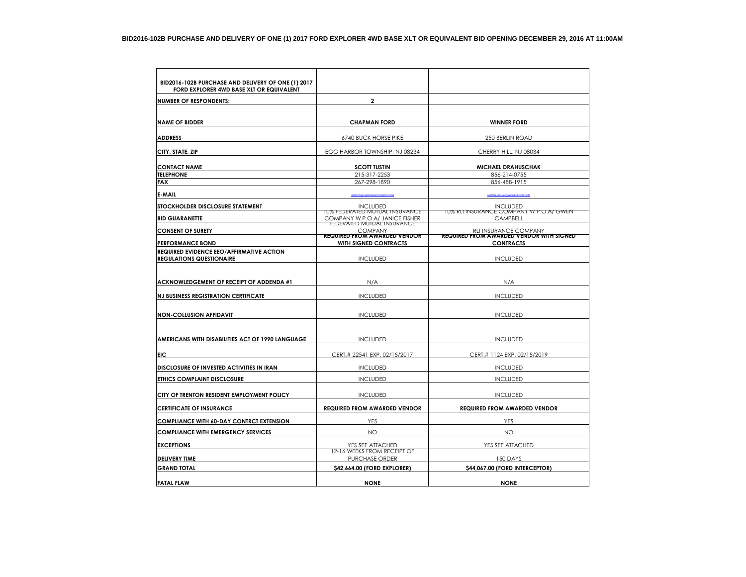**BID2016-102B PURCHASE AND DELIVERY OF ONE (1) 2017 FORD EXPLORER 4WD BASE XLT OR EQUIVALENT BID OPENING DECEMBER 29, 2016 AT 11:00AM**

| BID2016-102B PURCHASE AND DELIVERY OF ONE (1) 2017 FORD EXPLORER 4WD BASE XLT OR EQUIVALENT | | |
|---|---|---|
| **NUMBER OF RESPONDENTS:** | **2** | |
| **NAME OF BIDDER** | **CHAPMAN FORD** | **WINNER FORD** |
| **ADDRESS** | 6740 BUCK HORSE PIKE | 250 BERLIN ROAD |
| **CITY, STATE, ZIP** | EGG HARBOR TOWNSHIP, NJ 08234 | CHERRY HILL, NJ 08034 |
| **CONTACT NAME** | **SCOTT TUSTIN** | **MICHAEL DRAHUSCHAK** |
| **TELEPHONE** | 215-317-2253 | 856-214-0755 |
| **FAX** | 267-298-1890 | 856-488-1915 |
| **E-MAIL** | STUSTIN@CHAPMANAUTOGROUP.COM | MDRAHUSCHAK@WINNERFORD.COM |
| **STOCKHOLDER DISCLOSURE STATEMENT** | INCLUDED | INCLUDED |
| **BID GUARANETTE** | 10% FEDERATED MUTUAL INSURANCE COMPANY W.P.O.A/ JANICE FISHER | 10% RLI INSURANCE COMPANY W.P.O.A/ GWEN CAMPBELL |
| **CONSENT OF SURETY** | FEDERATED MUTUAL INSURANCE COMPANY | RLI INSURANCE COMPANY |
| **PERFORMANCE BOND** | **REQUIRED FROM AWARDED VENDOR WITH SIGNED CONTRACTS** | **REQUIRED FROM AWARDED VENDOR WITH SIGNED CONTRACTS** |
| **REQUIRED EVIDENCE EEO/AFFIRMATIVE ACTION REGULATIONS QUESTIONAIRE** | INCLUDED | INCLUDED |
| **ACKNOWLEDGEMENT OF RECEIPT OF ADDENDA #1** | N/A | N/A |
| **NJ BUSINESS REGISTRATION CERTIFICATE** | INCLUDED | INCLUDED |
| **NON-COLLUSION AFFIDAVIT** | INCLUDED | INCLUDED |
| **AMERICANS WITH DISABILITIES ACT OF 1990 LANGUAGE** | INCLUDED | INCLUDED |
| **EIC** | CERT.# 22541 EXP. 02/15/2017 | CERT.# 1124 EXP. 02/15/2019 |
| **DISCLOSURE OF INVESTED ACTIVITIES IN IRAN** | INCLUDED | INCLUDED |
| **ETHICS COMPLAINT DISCLOSURE** | INCLUDED | INCLUDED |
| **CITY OF TRENTON RESIDENT EMPLOYMENT POLICY** | INCLUDED | INCLUDED |
| **CERTIFICATE OF INSURANCE** | **REQUIRED FROM AWARDED VENDOR** | **REQUIRED FROM AWARDED VENDOR** |
| **COMPLIANCE WITH 60-DAY CONTRCT EXTENSION** | YES | YES |
| **COMPLIANCE WITH EMERGENCY SERVICES** | NO | NO |
| **EXCEPTIONS** | YES SEE ATTACHED | YES SEE ATTACHED |
| **DELIVERY TIME** | 12-16 WEEKS FROM RECEIPT OF PURCHASE ORDER | 150 DAYS |
| **GRAND TOTAL** | **$42,664.00 (FORD EXPLORER)** | **$44,067.00 (FORD INTERCEPTOR)** |
| **FATAL FLAW** | **NONE** | **NONE** |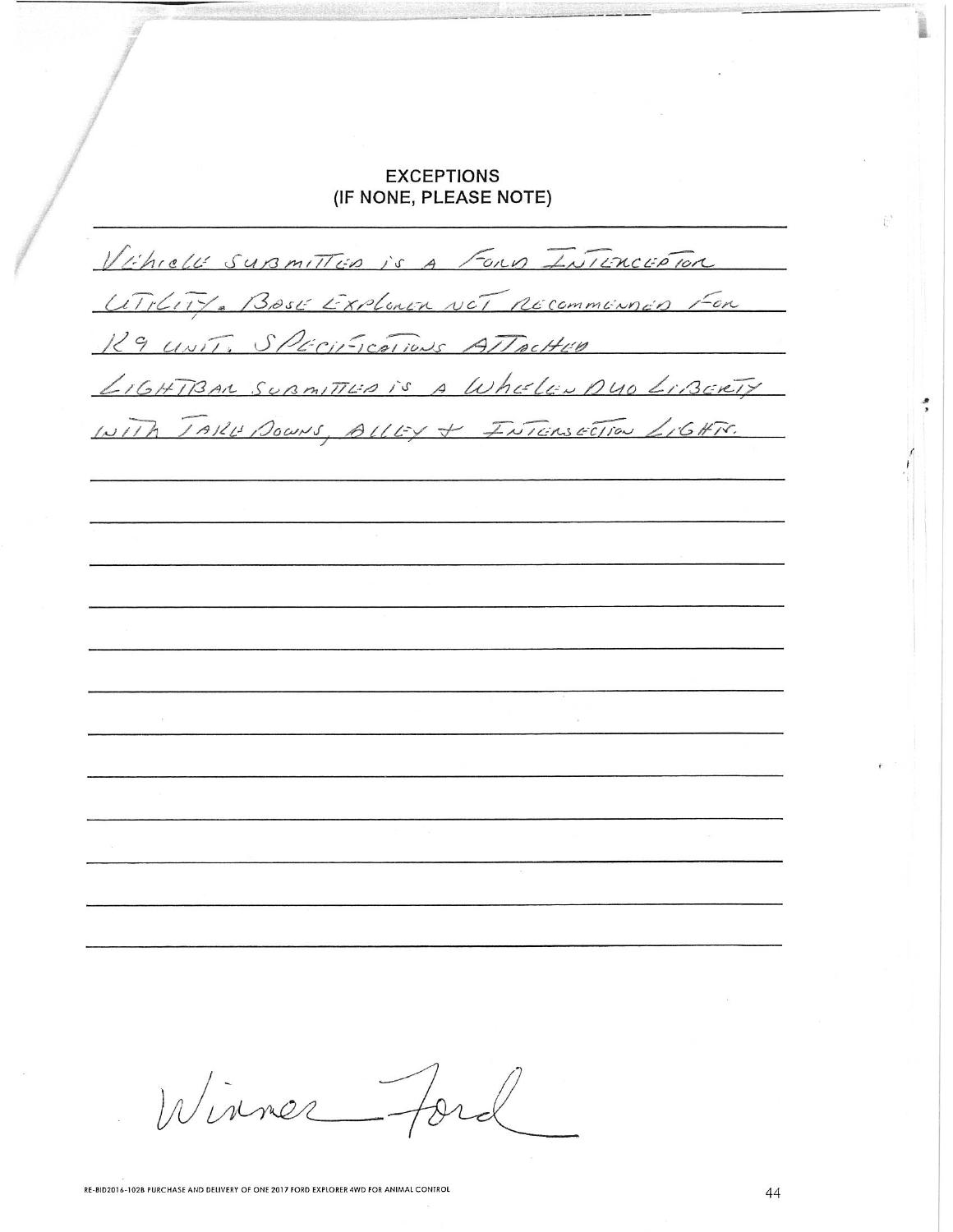# EXCEPTIONS
## (IF NONE, PLEASE NOTE)

VEHICLE SUBMITTED IS A FORD INTERCEPTOR UTILITY. BASE EXPLORER NOT RECOMMENDED FOR K9 UNIT. SPECIFICATIONS ATTACHED

LIGHTBAR SUBMITTED IS A WHELEN DUO LIBERTY WITH TAKE DOWNS, ALLEY + INTERSECTION LIGHTS.

Winner Ford

RE-BID2016-102B PURCHASE AND DELIVERY OF ONE 2017 FORD EXPLORER 4WD FOR ANIMAL CONTROL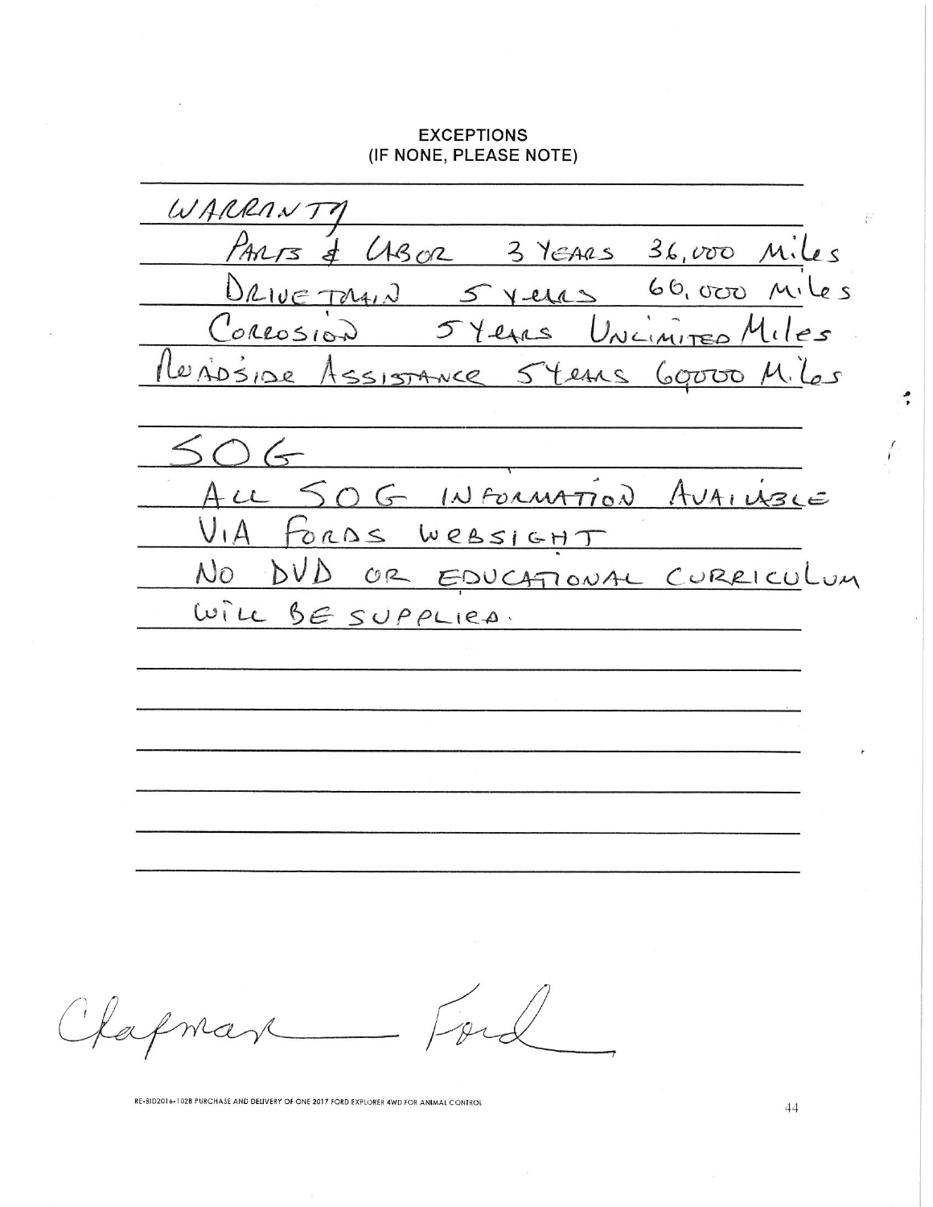# EXCEPTIONS
## (IF NONE, PLEASE NOTE)

WARRANTY

PARTS & LABOR 3 YEARS 36,000 Miles

DRIVETRAIN 5 YEARS 60,000 Miles

CORROSION 5 YEARS UNLIMITED Miles

ROADSIDE ASSISTANCE 5 YEARS 60000 Miles

SOG

ALL SOG INFORMATION AVAILABLE VIA FORDS WEBSIGHT

NO DVD OR EDUCATIONAL CURRICULUM WILL BE SUPPLIED.

Chapman Ford

RE-BID2016-102B PURCHASE AND DELIVERY OF ONE 2017 FORD EXPLORER 4WD FOR ANIMAL CONTROL